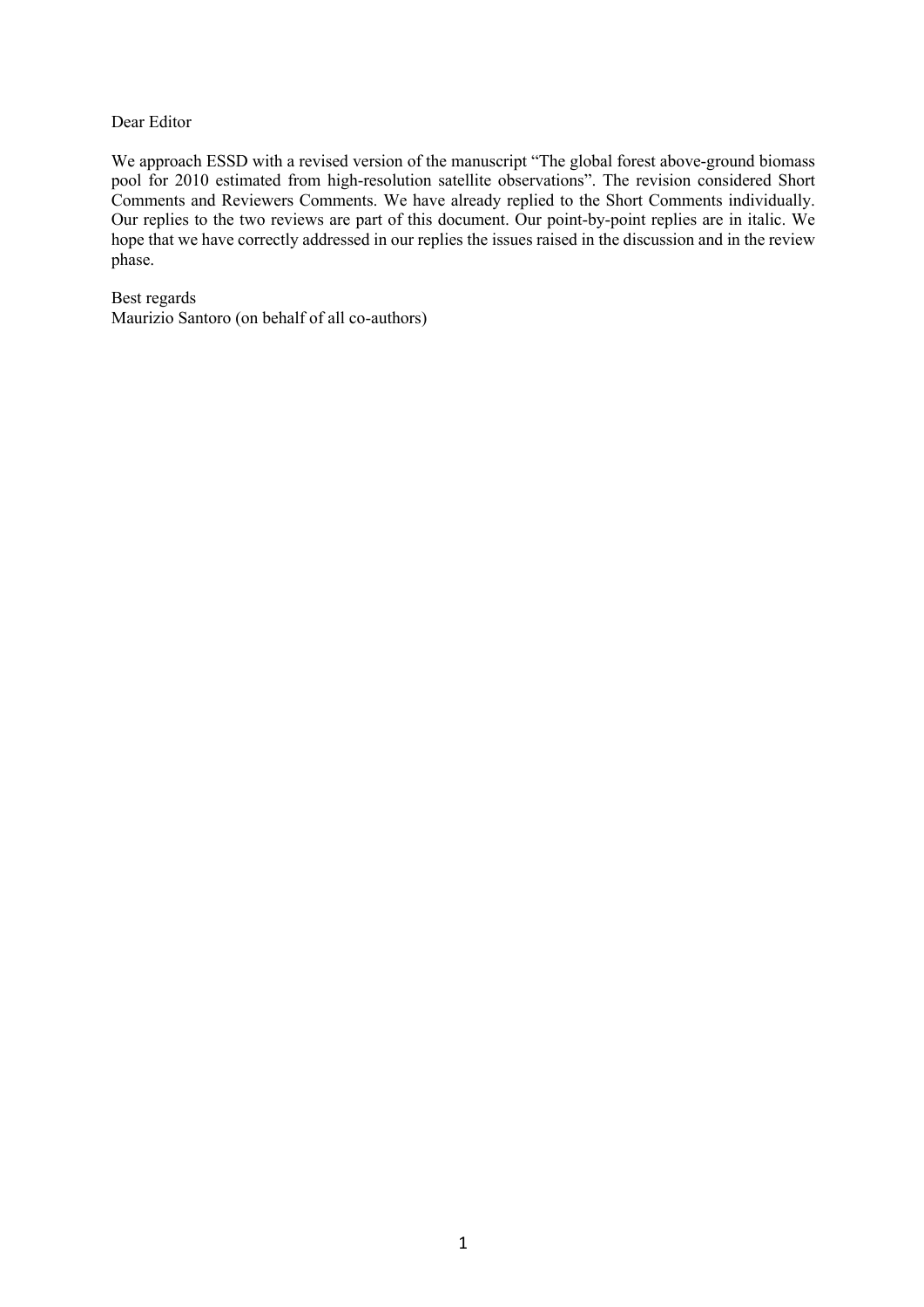Dear Editor

We approach ESSD with a revised version of the manuscript "The global forest above-ground biomass pool for 2010 estimated from high-resolution satellite observations". The revision considered Short Comments and Reviewers Comments. We have already replied to the Short Comments individually. Our replies to the two reviews are part of this document. Our point-by-point replies are in italic. We hope that we have correctly addressed in our replies the issues raised in the discussion and in the review phase.

Best regards
Maurizio Santoro (on behalf of all co-authors)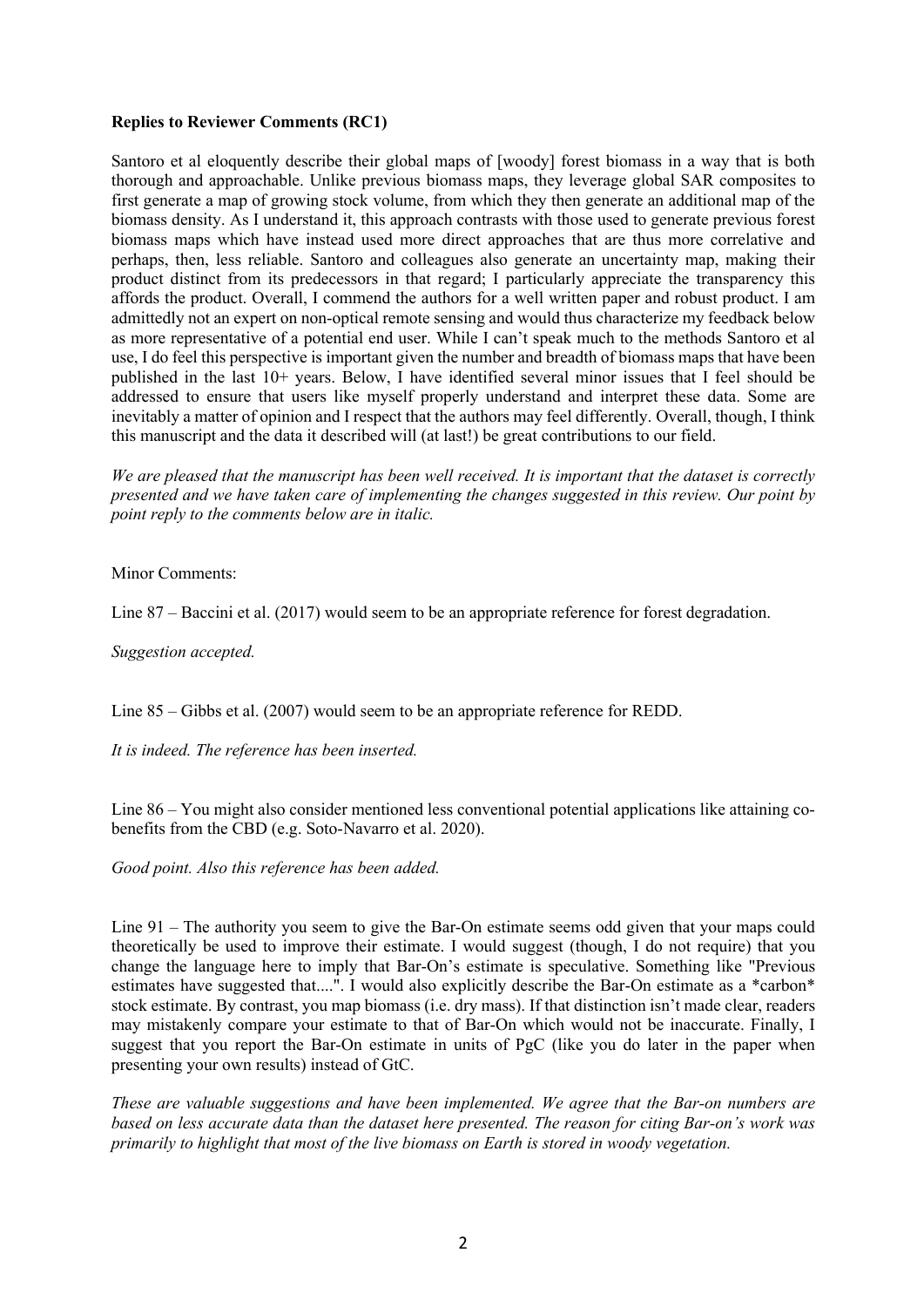**Replies to Reviewer Comments (RC1)**

Santoro et al eloquently describe their global maps of [woody] forest biomass in a way that is both thorough and approachable. Unlike previous biomass maps, they leverage global SAR composites to first generate a map of growing stock volume, from which they then generate an additional map of the biomass density. As I understand it, this approach contrasts with those used to generate previous forest biomass maps which have instead used more direct approaches that are thus more correlative and perhaps, then, less reliable. Santoro and colleagues also generate an uncertainty map, making their product distinct from its predecessors in that regard; I particularly appreciate the transparency this affords the product. Overall, I commend the authors for a well written paper and robust product. I am admittedly not an expert on non-optical remote sensing and would thus characterize my feedback below as more representative of a potential end user. While I can't speak much to the methods Santoro et al use, I do feel this perspective is important given the number and breadth of biomass maps that have been published in the last 10+ years. Below, I have identified several minor issues that I feel should be addressed to ensure that users like myself properly understand and interpret these data. Some are inevitably a matter of opinion and I respect that the authors may feel differently. Overall, though, I think this manuscript and the data it described will (at last!) be great contributions to our field.

*We are pleased that the manuscript has been well received. It is important that the dataset is correctly presented and we have taken care of implementing the changes suggested in this review. Our point by point reply to the comments below are in italic.*

Minor Comments:

Line 87 – Baccini et al. (2017) would seem to be an appropriate reference for forest degradation.

*Suggestion accepted.*

Line 85 – Gibbs et al. (2007) would seem to be an appropriate reference for REDD.

*It is indeed. The reference has been inserted.*

Line 86 – You might also consider mentioned less conventional potential applications like attaining co-benefits from the CBD (e.g. Soto-Navarro et al. 2020).

*Good point. Also this reference has been added.*

Line 91 – The authority you seem to give the Bar-On estimate seems odd given that your maps could theoretically be used to improve their estimate. I would suggest (though, I do not require) that you change the language here to imply that Bar-On's estimate is speculative. Something like "Previous estimates have suggested that....". I would also explicitly describe the Bar-On estimate as a *carbon* stock estimate. By contrast, you map biomass (i.e. dry mass). If that distinction isn't made clear, readers may mistakenly compare your estimate to that of Bar-On which would not be inaccurate. Finally, I suggest that you report the Bar-On estimate in units of PgC (like you do later in the paper when presenting your own results) instead of GtC.

*These are valuable suggestions and have been implemented. We agree that the Bar-on numbers are based on less accurate data than the dataset here presented. The reason for citing Bar-on's work was primarily to highlight that most of the live biomass on Earth is stored in woody vegetation.*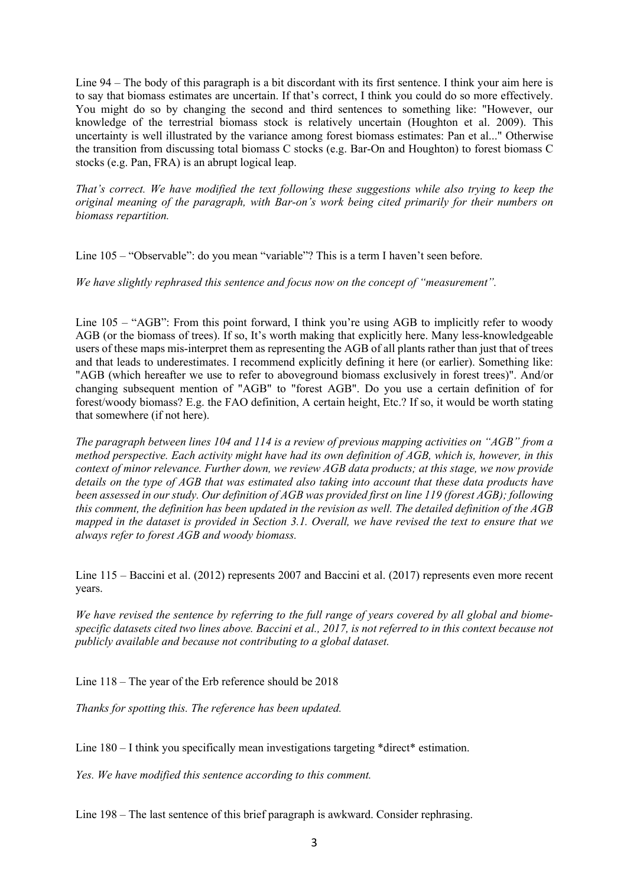Line 94 – The body of this paragraph is a bit discordant with its first sentence. I think your aim here is to say that biomass estimates are uncertain. If that's correct, I think you could do so more effectively. You might do so by changing the second and third sentences to something like: "However, our knowledge of the terrestrial biomass stock is relatively uncertain (Houghton et al. 2009). This uncertainty is well illustrated by the variance among forest biomass estimates: Pan et al..." Otherwise the transition from discussing total biomass C stocks (e.g. Bar-On and Houghton) to forest biomass C stocks (e.g. Pan, FRA) is an abrupt logical leap.

*That's correct. We have modified the text following these suggestions while also trying to keep the original meaning of the paragraph, with Bar-on's work being cited primarily for their numbers on biomass repartition.*

Line 105 – "Observable": do you mean "variable"? This is a term I haven't seen before.

*We have slightly rephrased this sentence and focus now on the concept of "measurement".*

Line 105 – "AGB": From this point forward, I think you're using AGB to implicitly refer to woody AGB (or the biomass of trees). If so, It's worth making that explicitly here. Many less-knowledgeable users of these maps mis-interpret them as representing the AGB of all plants rather than just that of trees and that leads to underestimates. I recommend explicitly defining it here (or earlier). Something like: "AGB (which hereafter we use to refer to aboveground biomass exclusively in forest trees)". And/or changing subsequent mention of "AGB" to "forest AGB". Do you use a certain definition of for forest/woody biomass? E.g. the FAO definition, A certain height, Etc.? If so, it would be worth stating that somewhere (if not here).

*The paragraph between lines 104 and 114 is a review of previous mapping activities on "AGB" from a method perspective. Each activity might have had its own definition of AGB, which is, however, in this context of minor relevance. Further down, we review AGB data products; at this stage, we now provide details on the type of AGB that was estimated also taking into account that these data products have been assessed in our study. Our definition of AGB was provided first on line 119 (forest AGB); following this comment, the definition has been updated in the revision as well. The detailed definition of the AGB mapped in the dataset is provided in Section 3.1. Overall, we have revised the text to ensure that we always refer to forest AGB and woody biomass.*

Line 115 – Baccini et al. (2012) represents 2007 and Baccini et al. (2017) represents even more recent years.

*We have revised the sentence by referring to the full range of years covered by all global and biome-specific datasets cited two lines above. Baccini et al., 2017, is not referred to in this context because not publicly available and because not contributing to a global dataset.*

Line 118 – The year of the Erb reference should be 2018

*Thanks for spotting this. The reference has been updated.*

Line 180 – I think you specifically mean investigations targeting *direct* estimation.

*Yes. We have modified this sentence according to this comment.*

Line 198 – The last sentence of this brief paragraph is awkward. Consider rephrasing.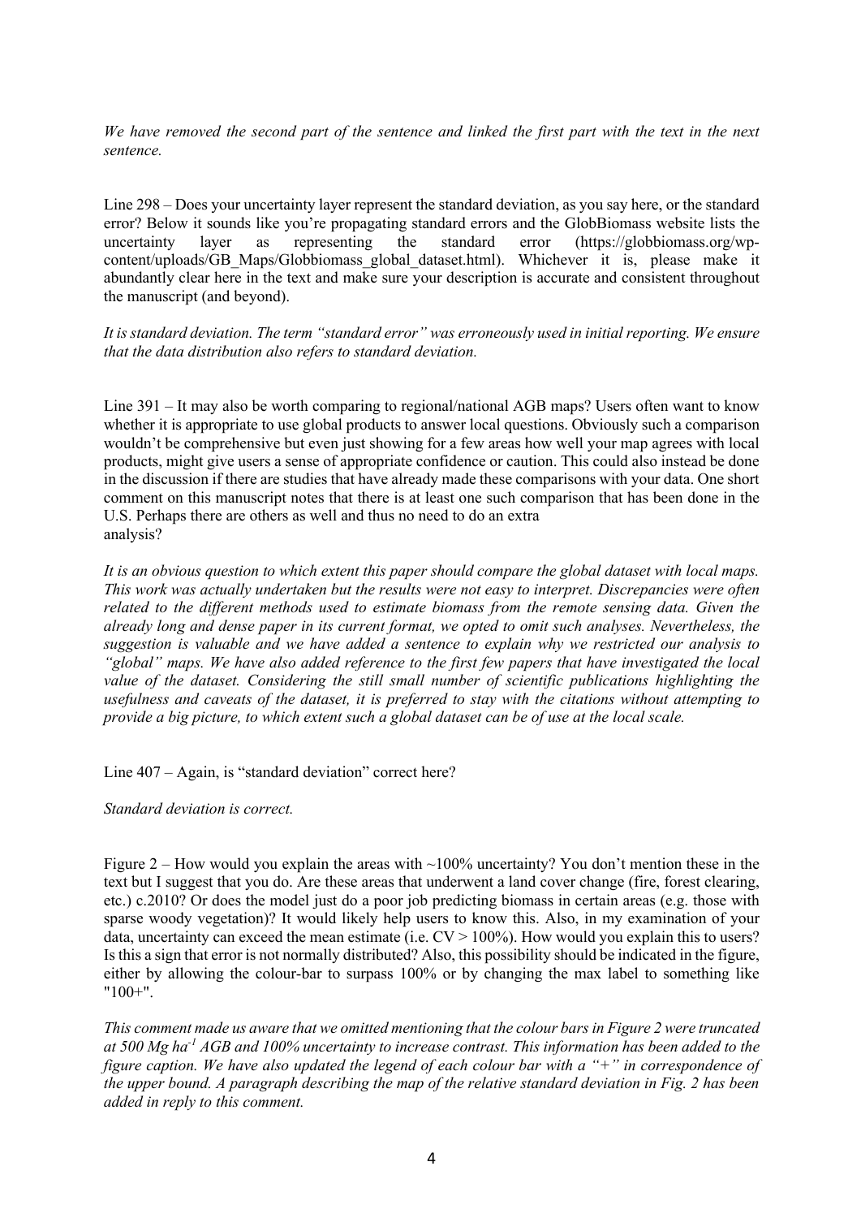*We have removed the second part of the sentence and linked the first part with the text in the next sentence.*

Line 298 – Does your uncertainty layer represent the standard deviation, as you say here, or the standard error? Below it sounds like you're propagating standard errors and the GlobBiomass website lists the uncertainty layer as representing the standard error (https://globbiomass.org/wp-content/uploads/GB_Maps/Globbiomass_global_dataset.html). Whichever it is, please make it abundantly clear here in the text and make sure your description is accurate and consistent throughout the manuscript (and beyond).

*It is standard deviation. The term "standard error" was erroneously used in initial reporting. We ensure that the data distribution also refers to standard deviation.*

Line 391 – It may also be worth comparing to regional/national AGB maps? Users often want to know whether it is appropriate to use global products to answer local questions. Obviously such a comparison wouldn't be comprehensive but even just showing for a few areas how well your map agrees with local products, might give users a sense of appropriate confidence or caution. This could also instead be done in the discussion if there are studies that have already made these comparisons with your data. One short comment on this manuscript notes that there is at least one such comparison that has been done in the U.S. Perhaps there are others as well and thus no need to do an extra analysis?

*It is an obvious question to which extent this paper should compare the global dataset with local maps. This work was actually undertaken but the results were not easy to interpret. Discrepancies were often related to the different methods used to estimate biomass from the remote sensing data. Given the already long and dense paper in its current format, we opted to omit such analyses. Nevertheless, the suggestion is valuable and we have added a sentence to explain why we restricted our analysis to "global" maps. We have also added reference to the first few papers that have investigated the local value of the dataset. Considering the still small number of scientific publications highlighting the usefulness and caveats of the dataset, it is preferred to stay with the citations without attempting to provide a big picture, to which extent such a global dataset can be of use at the local scale.*

Line 407 – Again, is "standard deviation" correct here?

*Standard deviation is correct.*

Figure 2 – How would you explain the areas with ~100% uncertainty? You don't mention these in the text but I suggest that you do. Are these areas that underwent a land cover change (fire, forest clearing, etc.) c.2010? Or does the model just do a poor job predicting biomass in certain areas (e.g. those with sparse woody vegetation)? It would likely help users to know this. Also, in my examination of your data, uncertainty can exceed the mean estimate (i.e. CV > 100%). How would you explain this to users? Is this a sign that error is not normally distributed? Also, this possibility should be indicated in the figure, either by allowing the colour-bar to surpass 100% or by changing the max label to something like "100+".

*This comment made us aware that we omitted mentioning that the colour bars in Figure 2 were truncated at 500 Mg ha$^{-1}$ AGB and 100% uncertainty to increase contrast. This information has been added to the figure caption. We have also updated the legend of each colour bar with a "+" in correspondence of the upper bound. A paragraph describing the map of the relative standard deviation in Fig. 2 has been added in reply to this comment.*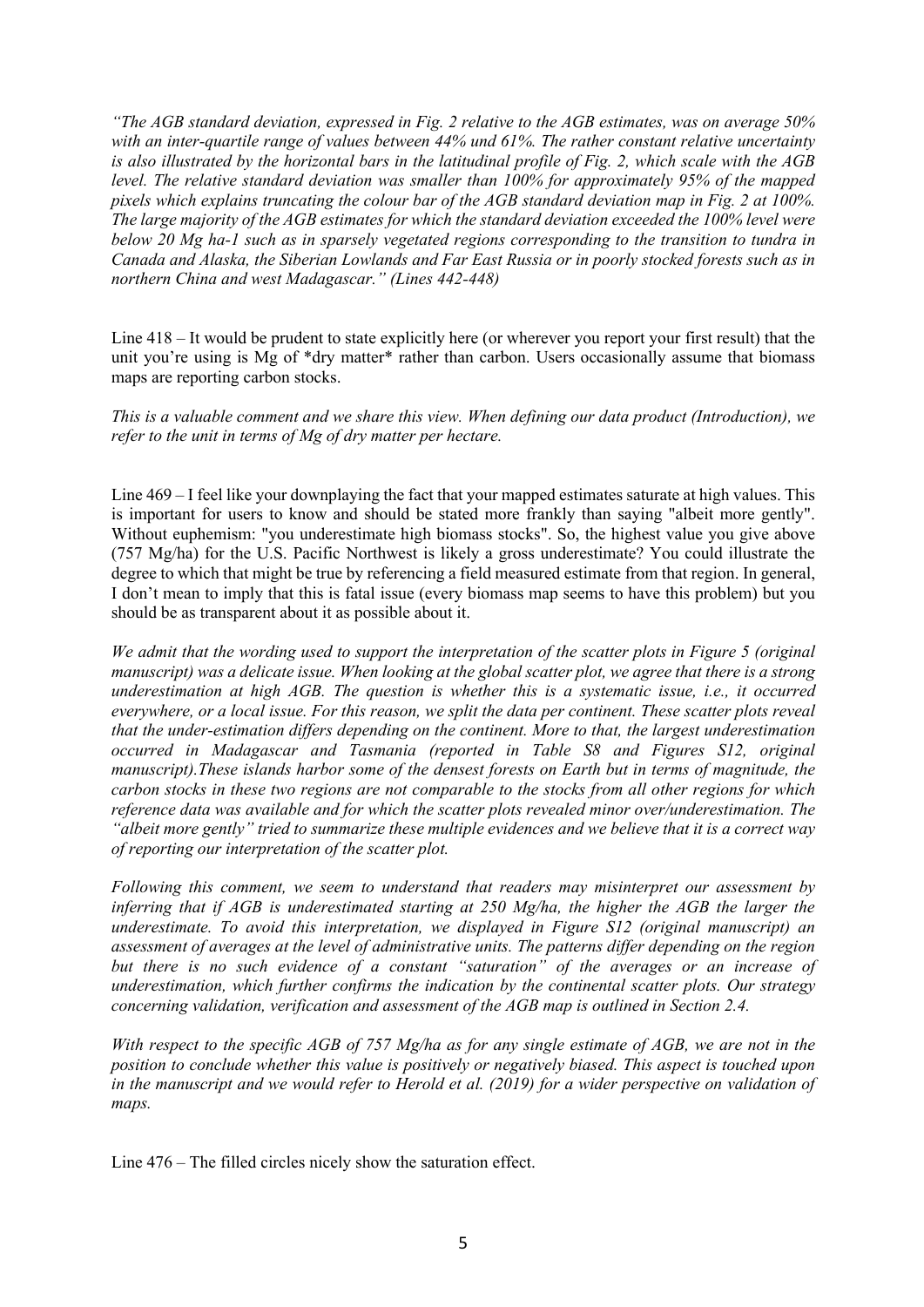*"The AGB standard deviation, expressed in Fig. 2 relative to the AGB estimates, was on average 50% with an inter-quartile range of values between 44% and 61%. The rather constant relative uncertainty is also illustrated by the horizontal bars in the latitudinal profile of Fig. 2, which scale with the AGB level. The relative standard deviation was smaller than 100% for approximately 95% of the mapped pixels which explains truncating the colour bar of the AGB standard deviation map in Fig. 2 at 100%. The large majority of the AGB estimates for which the standard deviation exceeded the 100% level were below 20 Mg ha-1 such as in sparsely vegetated regions corresponding to the transition to tundra in Canada and Alaska, the Siberian Lowlands and Far East Russia or in poorly stocked forests such as in northern China and west Madagascar." (Lines 442-448)*

Line 418 – It would be prudent to state explicitly here (or wherever you report your first result) that the unit you're using is Mg of *dry matter* rather than carbon. Users occasionally assume that biomass maps are reporting carbon stocks.

*This is a valuable comment and we share this view. When defining our data product (Introduction), we refer to the unit in terms of Mg of dry matter per hectare.*

Line 469 – I feel like your downplaying the fact that your mapped estimates saturate at high values. This is important for users to know and should be stated more frankly than saying "albeit more gently". Without euphemism: "you underestimate high biomass stocks". So, the highest value you give above (757 Mg/ha) for the U.S. Pacific Northwest is likely a gross underestimate? You could illustrate the degree to which that might be true by referencing a field measured estimate from that region. In general, I don't mean to imply that this is fatal issue (every biomass map seems to have this problem) but you should be as transparent about it as possible about it.

*We admit that the wording used to support the interpretation of the scatter plots in Figure 5 (original manuscript) was a delicate issue. When looking at the global scatter plot, we agree that there is a strong underestimation at high AGB. The question is whether this is a systematic issue, i.e., it occurred everywhere, or a local issue. For this reason, we split the data per continent. These scatter plots reveal that the under-estimation differs depending on the continent. More to that, the largest underestimation occurred in Madagascar and Tasmania (reported in Table S8 and Figures S12, original manuscript).These islands harbor some of the densest forests on Earth but in terms of magnitude, the carbon stocks in these two regions are not comparable to the stocks from all other regions for which reference data was available and for which the scatter plots revealed minor over/underestimation. The "albeit more gently" tried to summarize these multiple evidences and we believe that it is a correct way of reporting our interpretation of the scatter plot.*

*Following this comment, we seem to understand that readers may misinterpret our assessment by inferring that if AGB is underestimated starting at 250 Mg/ha, the higher the AGB the larger the underestimate. To avoid this interpretation, we displayed in Figure S12 (original manuscript) an assessment of averages at the level of administrative units. The patterns differ depending on the region but there is no such evidence of a constant "saturation" of the averages or an increase of underestimation, which further confirms the indication by the continental scatter plots. Our strategy concerning validation, verification and assessment of the AGB map is outlined in Section 2.4.*

*With respect to the specific AGB of 757 Mg/ha as for any single estimate of AGB, we are not in the position to conclude whether this value is positively or negatively biased. This aspect is touched upon in the manuscript and we would refer to Herold et al. (2019) for a wider perspective on validation of maps.*

Line 476 – The filled circles nicely show the saturation effect.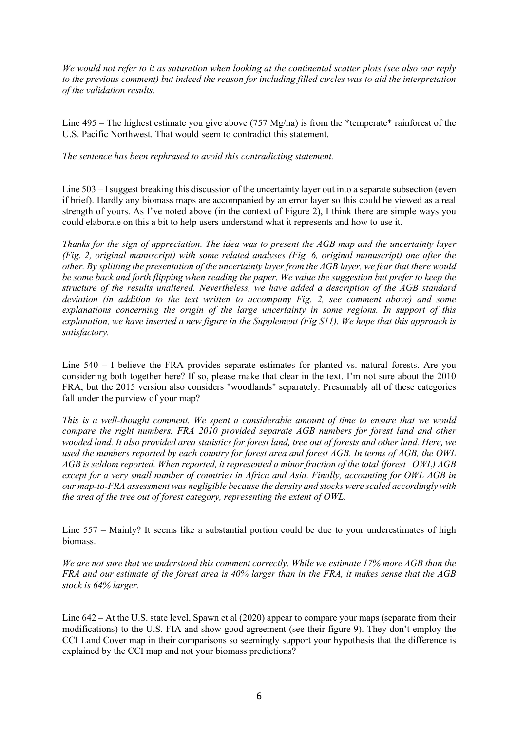*We would not refer to it as saturation when looking at the continental scatter plots (see also our reply to the previous comment) but indeed the reason for including filled circles was to aid the interpretation of the validation results.*

Line 495 – The highest estimate you give above (757 Mg/ha) is from the *temperate* rainforest of the U.S. Pacific Northwest. That would seem to contradict this statement.

*The sentence has been rephrased to avoid this contradicting statement.*

Line 503 – I suggest breaking this discussion of the uncertainty layer out into a separate subsection (even if brief). Hardly any biomass maps are accompanied by an error layer so this could be viewed as a real strength of yours. As I've noted above (in the context of Figure 2), I think there are simple ways you could elaborate on this a bit to help users understand what it represents and how to use it.

*Thanks for the sign of appreciation. The idea was to present the AGB map and the uncertainty layer (Fig. 2, original manuscript) with some related analyses (Fig. 6, original manuscript) one after the other. By splitting the presentation of the uncertainty layer from the AGB layer, we fear that there would be some back and forth flipping when reading the paper. We value the suggestion but prefer to keep the structure of the results unaltered. Nevertheless, we have added a description of the AGB standard deviation (in addition to the text written to accompany Fig. 2, see comment above) and some explanations concerning the origin of the large uncertainty in some regions. In support of this explanation, we have inserted a new figure in the Supplement (Fig S11). We hope that this approach is satisfactory.*

Line 540 – I believe the FRA provides separate estimates for planted vs. natural forests. Are you considering both together here? If so, please make that clear in the text. I'm not sure about the 2010 FRA, but the 2015 version also considers "woodlands" separately. Presumably all of these categories fall under the purview of your map?

*This is a well-thought comment. We spent a considerable amount of time to ensure that we would compare the right numbers. FRA 2010 provided separate AGB numbers for forest land and other wooded land. It also provided area statistics for forest land, tree out of forests and other land. Here, we used the numbers reported by each country for forest area and forest AGB. In terms of AGB, the OWL AGB is seldom reported. When reported, it represented a minor fraction of the total (forest+OWL) AGB except for a very small number of countries in Africa and Asia. Finally, accounting for OWL AGB in our map-to-FRA assessment was negligible because the density and stocks were scaled accordingly with the area of the tree out of forest category, representing the extent of OWL.*

Line 557 – Mainly? It seems like a substantial portion could be due to your underestimates of high biomass.

*We are not sure that we understood this comment correctly. While we estimate 17% more AGB than the FRA and our estimate of the forest area is 40% larger than in the FRA, it makes sense that the AGB stock is 64% larger.*

Line 642 – At the U.S. state level, Spawn et al (2020) appear to compare your maps (separate from their modifications) to the U.S. FIA and show good agreement (see their figure 9). They don't employ the CCI Land Cover map in their comparisons so seemingly support your hypothesis that the difference is explained by the CCI map and not your biomass predictions?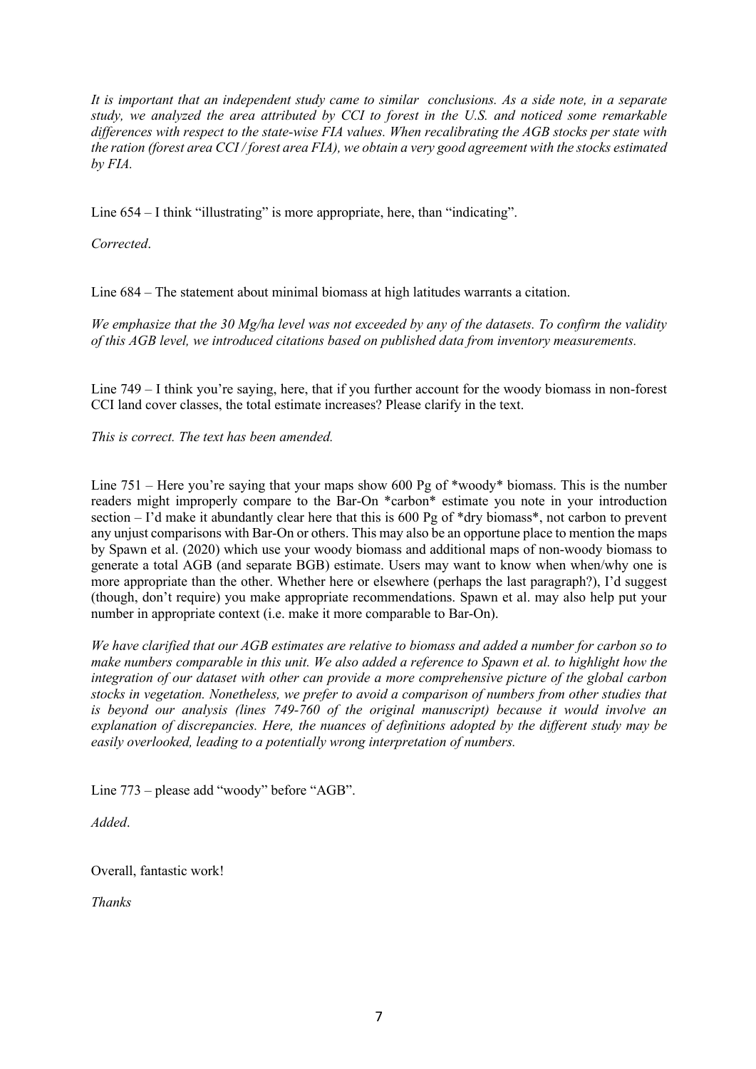*It is important that an independent study came to similar conclusions. As a side note, in a separate study, we analyzed the area attributed by CCI to forest in the U.S. and noticed some remarkable differences with respect to the state-wise FIA values. When recalibrating the AGB stocks per state with the ration (forest area CCI / forest area FIA), we obtain a very good agreement with the stocks estimated by FIA.*

Line 654 – I think "illustrating" is more appropriate, here, than "indicating".

*Corrected*.

Line 684 – The statement about minimal biomass at high latitudes warrants a citation.

*We emphasize that the 30 Mg/ha level was not exceeded by any of the datasets. To confirm the validity of this AGB level, we introduced citations based on published data from inventory measurements.*

Line 749 – I think you're saying, here, that if you further account for the woody biomass in non-forest CCI land cover classes, the total estimate increases? Please clarify in the text.

*This is correct. The text has been amended.*

Line 751 – Here you're saying that your maps show 600 Pg of *woody* biomass. This is the number readers might improperly compare to the Bar-On *carbon* estimate you note in your introduction section – I'd make it abundantly clear here that this is 600 Pg of *dry biomass*, not carbon to prevent any unjust comparisons with Bar-On or others. This may also be an opportune place to mention the maps by Spawn et al. (2020) which use your woody biomass and additional maps of non-woody biomass to generate a total AGB (and separate BGB) estimate. Users may want to know when when/why one is more appropriate than the other. Whether here or elsewhere (perhaps the last paragraph?), I'd suggest (though, don't require) you make appropriate recommendations. Spawn et al. may also help put your number in appropriate context (i.e. make it more comparable to Bar-On).

*We have clarified that our AGB estimates are relative to biomass and added a number for carbon so to make numbers comparable in this unit. We also added a reference to Spawn et al. to highlight how the integration of our dataset with other can provide a more comprehensive picture of the global carbon stocks in vegetation. Nonetheless, we prefer to avoid a comparison of numbers from other studies that is beyond our analysis (lines 749-760 of the original manuscript) because it would involve an explanation of discrepancies. Here, the nuances of definitions adopted by the different study may be easily overlooked, leading to a potentially wrong interpretation of numbers.*

Line 773 – please add "woody" before "AGB".

*Added*.

Overall, fantastic work!

*Thanks*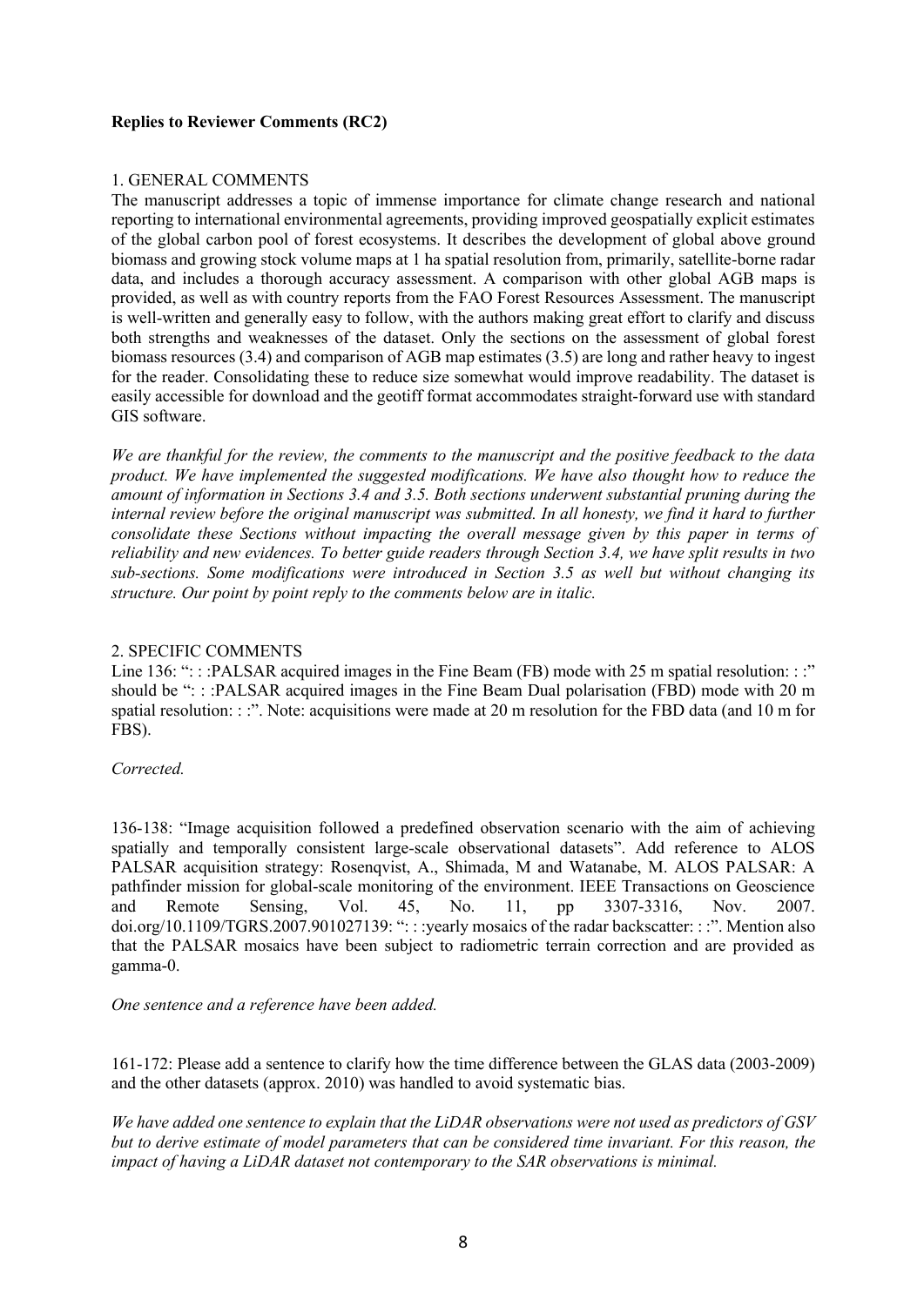**Replies to Reviewer Comments (RC2)**

1. GENERAL COMMENTS

The manuscript addresses a topic of immense importance for climate change research and national reporting to international environmental agreements, providing improved geospatially explicit estimates of the global carbon pool of forest ecosystems. It describes the development of global above ground biomass and growing stock volume maps at 1 ha spatial resolution from, primarily, satellite-borne radar data, and includes a thorough accuracy assessment. A comparison with other global AGB maps is provided, as well as with country reports from the FAO Forest Resources Assessment. The manuscript is well-written and generally easy to follow, with the authors making great effort to clarify and discuss both strengths and weaknesses of the dataset. Only the sections on the assessment of global forest biomass resources (3.4) and comparison of AGB map estimates (3.5) are long and rather heavy to ingest for the reader. Consolidating these to reduce size somewhat would improve readability. The dataset is easily accessible for download and the geotiff format accommodates straight-forward use with standard GIS software.

*We are thankful for the review, the comments to the manuscript and the positive feedback to the data product. We have implemented the suggested modifications. We have also thought how to reduce the amount of information in Sections 3.4 and 3.5. Both sections underwent substantial pruning during the internal review before the original manuscript was submitted. In all honesty, we find it hard to further consolidate these Sections without impacting the overall message given by this paper in terms of reliability and new evidences. To better guide readers through Section 3.4, we have split results in two sub-sections. Some modifications were introduced in Section 3.5 as well but without changing its structure. Our point by point reply to the comments below are in italic.*

2. SPECIFIC COMMENTS

Line 136: ": : :PALSAR acquired images in the Fine Beam (FB) mode with 25 m spatial resolution: : :" should be ": : :PALSAR acquired images in the Fine Beam Dual polarisation (FBD) mode with 20 m spatial resolution: : :". Note: acquisitions were made at 20 m resolution for the FBD data (and 10 m for FBS).

*Corrected.*

136-138: "Image acquisition followed a predefined observation scenario with the aim of achieving spatially and temporally consistent large-scale observational datasets". Add reference to ALOS PALSAR acquisition strategy: Rosenqvist, A., Shimada, M and Watanabe, M. ALOS PALSAR: A pathfinder mission for global-scale monitoring of the environment. IEEE Transactions on Geoscience and Remote Sensing, Vol. 45, No. 11, pp 3307-3316, Nov. 2007. doi.org/10.1109/TGRS.2007.901027139: ": : :yearly mosaics of the radar backscatter: : :". Mention also that the PALSAR mosaics have been subject to radiometric terrain correction and are provided as gamma-0.

*One sentence and a reference have been added.*

161-172: Please add a sentence to clarify how the time difference between the GLAS data (2003-2009) and the other datasets (approx. 2010) was handled to avoid systematic bias.

*We have added one sentence to explain that the LiDAR observations were not used as predictors of GSV but to derive estimate of model parameters that can be considered time invariant. For this reason, the impact of having a LiDAR dataset not contemporary to the SAR observations is minimal.*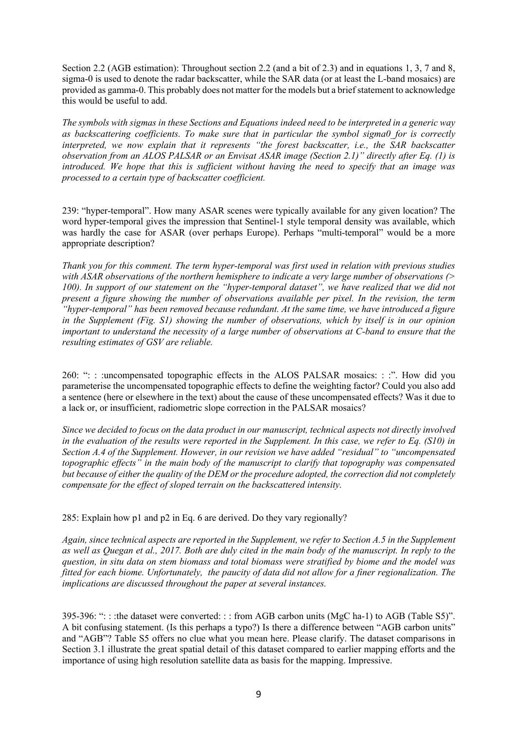Section 2.2 (AGB estimation): Throughout section 2.2 (and a bit of 2.3) and in equations 1, 3, 7 and 8, sigma-0 is used to denote the radar backscatter, while the SAR data (or at least the L-band mosaics) are provided as gamma-0. This probably does not matter for the models but a brief statement to acknowledge this would be useful to add.

*The symbols with sigmas in these Sections and Equations indeed need to be interpreted in a generic way as backscattering coefficients. To make sure that in particular the symbol sigma0_for is correctly interpreted, we now explain that it represents "the forest backscatter, i.e., the SAR backscatter observation from an ALOS PALSAR or an Envisat ASAR image (Section 2.1)" directly after Eq. (1) is introduced. We hope that this is sufficient without having the need to specify that an image was processed to a certain type of backscatter coefficient.*

239: "hyper-temporal". How many ASAR scenes were typically available for any given location? The word hyper-temporal gives the impression that Sentinel-1 style temporal density was available, which was hardly the case for ASAR (over perhaps Europe). Perhaps "multi-temporal" would be a more appropriate description?

*Thank you for this comment. The term hyper-temporal was first used in relation with previous studies with ASAR observations of the northern hemisphere to indicate a very large number of observations (> 100). In support of our statement on the "hyper-temporal dataset", we have realized that we did not present a figure showing the number of observations available per pixel. In the revision, the term "hyper-temporal" has been removed because redundant. At the same time, we have introduced a figure in the Supplement (Fig. S1) showing the number of observations, which by itself is in our opinion important to understand the necessity of a large number of observations at C-band to ensure that the resulting estimates of GSV are reliable.*

260: ": : :uncompensated topographic effects in the ALOS PALSAR mosaics: : :". How did you parameterise the uncompensated topographic effects to define the weighting factor? Could you also add a sentence (here or elsewhere in the text) about the cause of these uncompensated effects? Was it due to a lack or, or insufficient, radiometric slope correction in the PALSAR mosaics?

*Since we decided to focus on the data product in our manuscript, technical aspects not directly involved in the evaluation of the results were reported in the Supplement. In this case, we refer to Eq. (S10) in Section A.4 of the Supplement. However, in our revision we have added "residual" to "uncompensated topographic effects" in the main body of the manuscript to clarify that topography was compensated but because of either the quality of the DEM or the procedure adopted, the correction did not completely compensate for the effect of sloped terrain on the backscattered intensity.*

285: Explain how p1 and p2 in Eq. 6 are derived. Do they vary regionally?

*Again, since technical aspects are reported in the Supplement, we refer to Section A.5 in the Supplement as well as Quegan et al., 2017. Both are duly cited in the main body of the manuscript. In reply to the question, in situ data on stem biomass and total biomass were stratified by biome and the model was fitted for each biome. Unfortunately, the paucity of data did not allow for a finer regionalization. The implications are discussed throughout the paper at several instances.*

395-396: ": : :the dataset were converted: : : from AGB carbon units (MgC ha-1) to AGB (Table S5)". A bit confusing statement. (Is this perhaps a typo?) Is there a difference between "AGB carbon units" and "AGB"? Table S5 offers no clue what you mean here. Please clarify. The dataset comparisons in Section 3.1 illustrate the great spatial detail of this dataset compared to earlier mapping efforts and the importance of using high resolution satellite data as basis for the mapping. Impressive.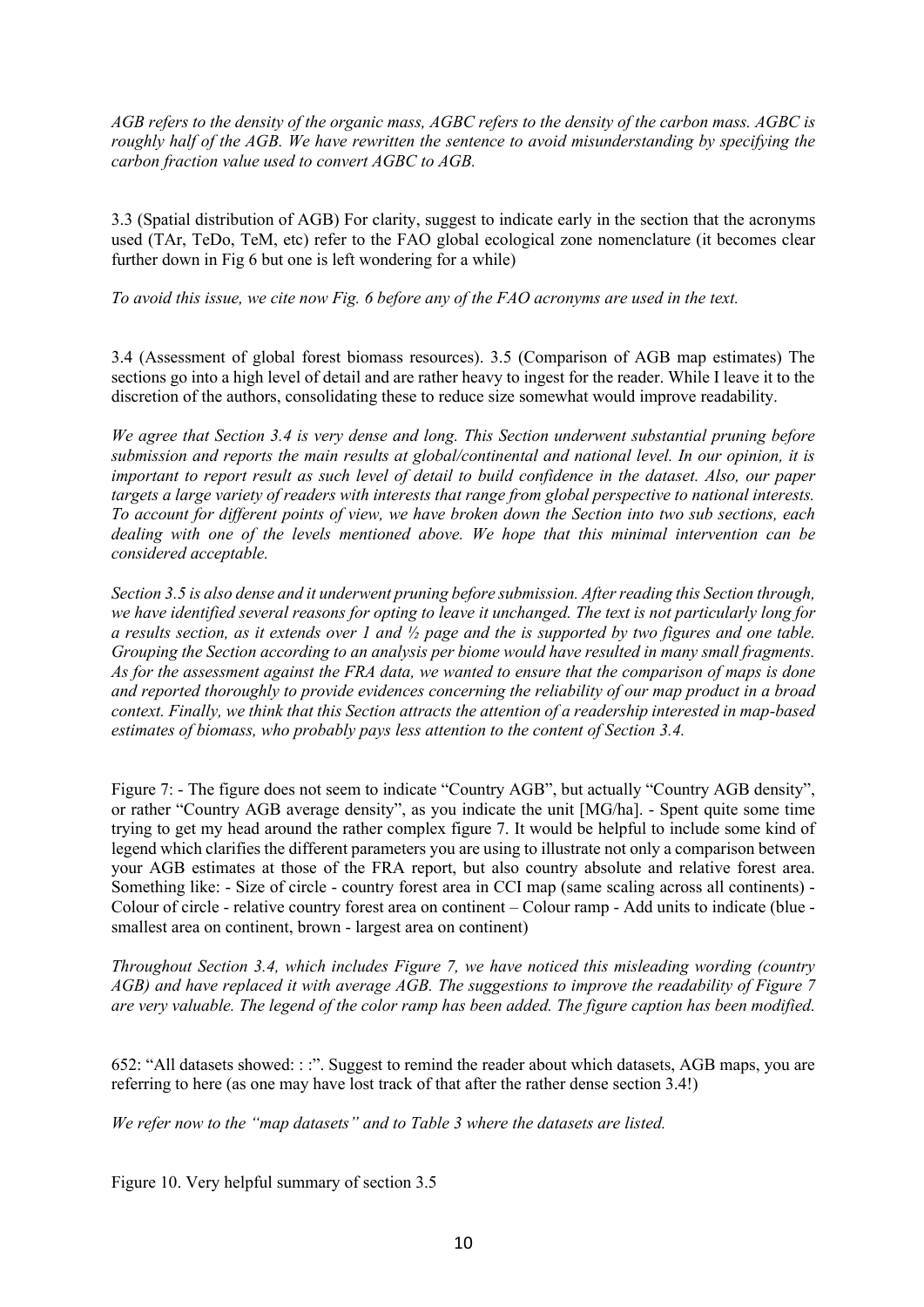*AGB refers to the density of the organic mass, AGBC refers to the density of the carbon mass. AGBC is roughly half of the AGB. We have rewritten the sentence to avoid misunderstanding by specifying the carbon fraction value used to convert AGBC to AGB.*

3.3 (Spatial distribution of AGB) For clarity, suggest to indicate early in the section that the acronyms used (TAr, TeDo, TeM, etc) refer to the FAO global ecological zone nomenclature (it becomes clear further down in Fig 6 but one is left wondering for a while)

*To avoid this issue, we cite now Fig. 6 before any of the FAO acronyms are used in the text.*

3.4 (Assessment of global forest biomass resources). 3.5 (Comparison of AGB map estimates) The sections go into a high level of detail and are rather heavy to ingest for the reader. While I leave it to the discretion of the authors, consolidating these to reduce size somewhat would improve readability.

*We agree that Section 3.4 is very dense and long. This Section underwent substantial pruning before submission and reports the main results at global/continental and national level. In our opinion, it is important to report result as such level of detail to build confidence in the dataset. Also, our paper targets a large variety of readers with interests that range from global perspective to national interests. To account for different points of view, we have broken down the Section into two sub sections, each dealing with one of the levels mentioned above. We hope that this minimal intervention can be considered acceptable.*

*Section 3.5 is also dense and it underwent pruning before submission. After reading this Section through, we have identified several reasons for opting to leave it unchanged. The text is not particularly long for a results section, as it extends over 1 and ½ page and the is supported by two figures and one table. Grouping the Section according to an analysis per biome would have resulted in many small fragments. As for the assessment against the FRA data, we wanted to ensure that the comparison of maps is done and reported thoroughly to provide evidences concerning the reliability of our map product in a broad context. Finally, we think that this Section attracts the attention of a readership interested in map-based estimates of biomass, who probably pays less attention to the content of Section 3.4.*

Figure 7: - The figure does not seem to indicate "Country AGB", but actually "Country AGB density", or rather "Country AGB average density", as you indicate the unit [MG/ha]. - Spent quite some time trying to get my head around the rather complex figure 7. It would be helpful to include some kind of legend which clarifies the different parameters you are using to illustrate not only a comparison between your AGB estimates at those of the FRA report, but also country absolute and relative forest area. Something like: - Size of circle - country forest area in CCI map (same scaling across all continents) - Colour of circle - relative country forest area on continent – Colour ramp - Add units to indicate (blue - smallest area on continent, brown - largest area on continent)

*Throughout Section 3.4, which includes Figure 7, we have noticed this misleading wording (country AGB) and have replaced it with average AGB. The suggestions to improve the readability of Figure 7 are very valuable. The legend of the color ramp has been added. The figure caption has been modified.*

652: "All datasets showed: : :". Suggest to remind the reader about which datasets, AGB maps, you are referring to here (as one may have lost track of that after the rather dense section 3.4!)

*We refer now to the "map datasets" and to Table 3 where the datasets are listed.*

Figure 10. Very helpful summary of section 3.5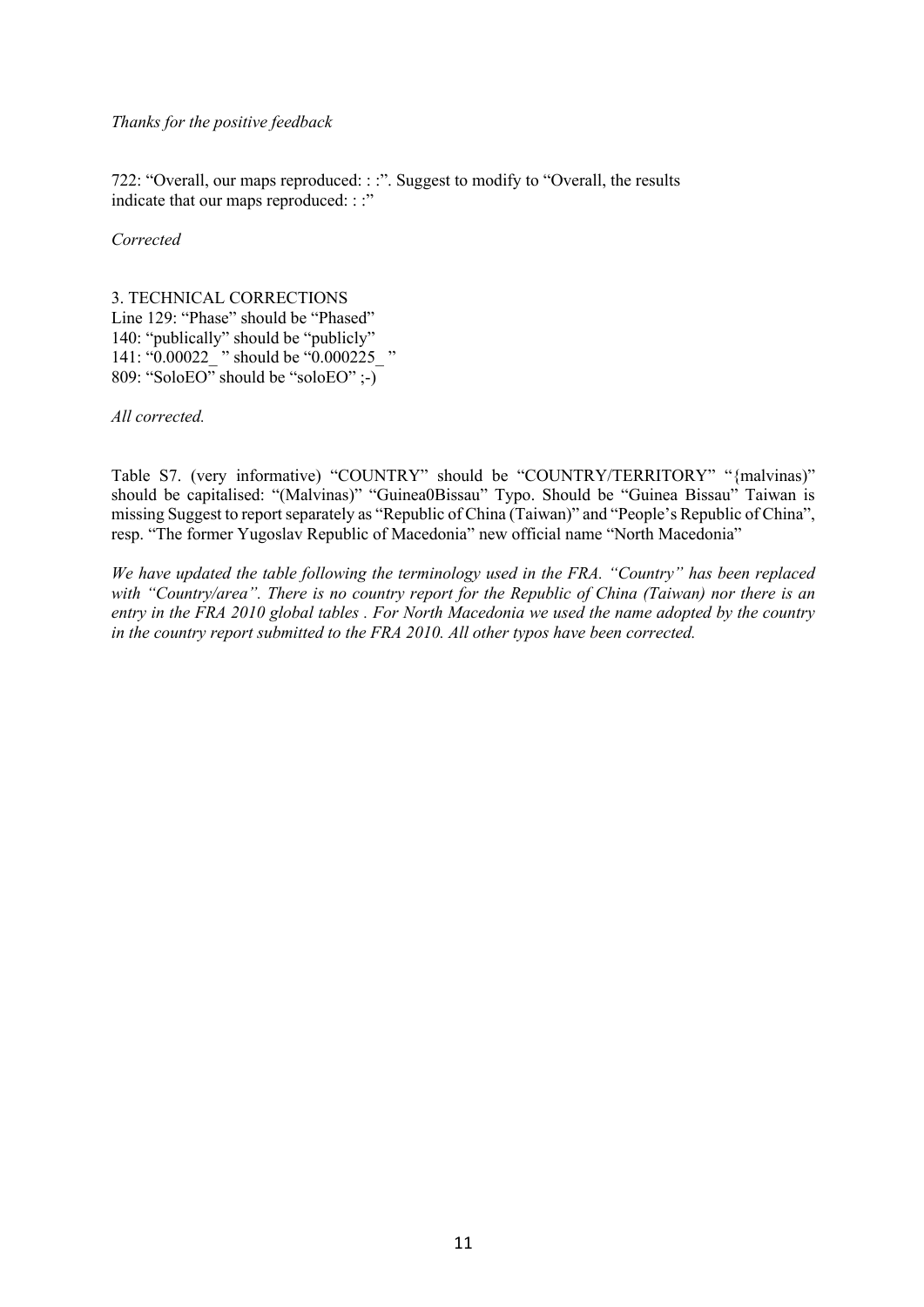*Thanks for the positive feedback*

722: “Overall, our maps reproduced: : :”. Suggest to modify to “Overall, the results indicate that our maps reproduced: : :”

*Corrected*

3. TECHNICAL CORRECTIONS
Line 129: “Phase” should be “Phased”
140: “publically” should be “publicly”
141: “0.00022_ ” should be “0.000225_ ”
809: “SoloEO” should be “soloEO” ;-)

*All corrected.*

Table S7. (very informative) “COUNTRY” should be “COUNTRY/TERRITORY” “{malvinas)” should be capitalised: “(Malvinas)” “Guinea0Bissau” Typo. Should be “Guinea Bissau” Taiwan is missing Suggest to report separately as “Republic of China (Taiwan)” and “People’s Republic of China”, resp. “The former Yugoslav Republic of Macedonia” new official name “North Macedonia”

*We have updated the table following the terminology used in the FRA. “Country” has been replaced with “Country/area”. There is no country report for the Republic of China (Taiwan) nor there is an entry in the FRA 2010 global tables . For North Macedonia we used the name adopted by the country in the country report submitted to the FRA 2010. All other typos have been corrected.*